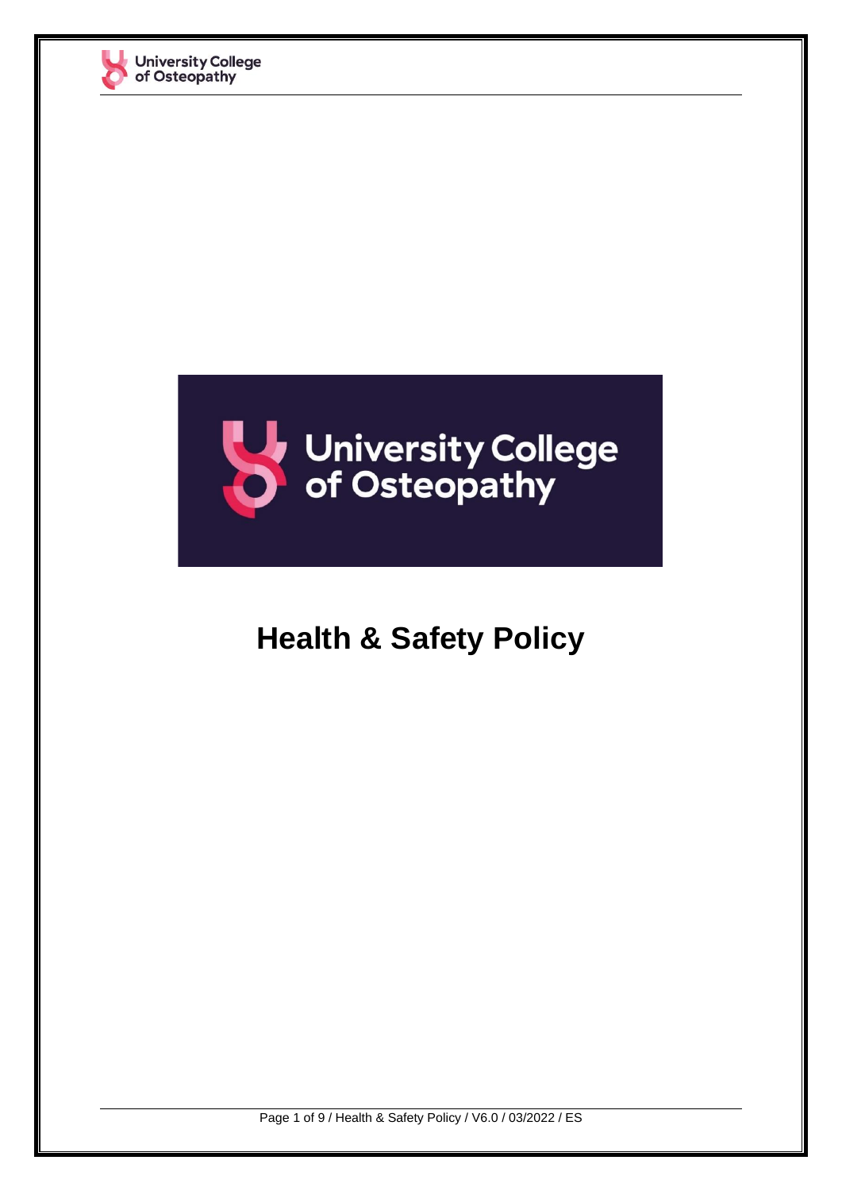# Health & Safety Policy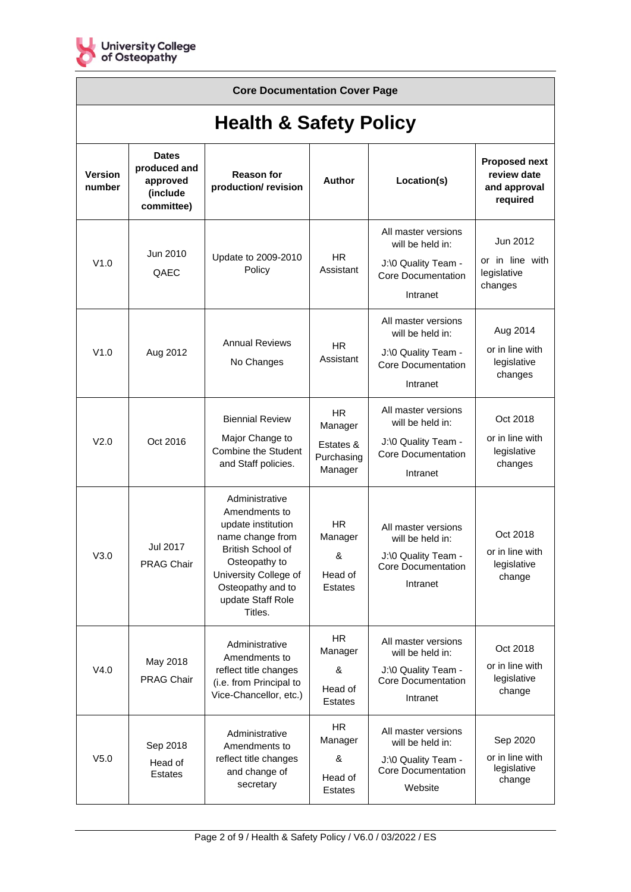**Core Documentation Cover Page**

# Health & Safety Policy

| Version number | Dates produced and approved (include committee) | Reason for production/ revision | Author | Location(s) | Proposed next review date and approval required |
|---|---|---|---|---|---|
| V1.0 | Jun 2010 QAEC | Update to 2009-2010 Policy | HR Assistant | All master versions will be held in: J:\0 Quality Team - Core Documentation Intranet | Jun 2012 or in line with legislative changes |
| V1.0 | Aug 2012 | Annual Reviews No Changes | HR Assistant | All master versions will be held in: J:\0 Quality Team - Core Documentation Intranet | Aug 2014 or in line with legislative changes |
| V2.0 | Oct 2016 | Biennial Review Major Change to Combine the Student and Staff policies. | HR Manager Estates & Purchasing Manager | All master versions will be held in: J:\0 Quality Team - Core Documentation Intranet | Oct 2018 or in line with legislative changes |
| V3.0 | Jul 2017 PRAG Chair | Administrative Amendments to update institution name change from British School of Osteopathy to University College of Osteopathy and to update Staff Role Titles. | HR Manager & Head of Estates | All master versions will be held in: J:\0 Quality Team - Core Documentation Intranet | Oct 2018 or in line with legislative change |
| V4.0 | May 2018 PRAG Chair | Administrative Amendments to reflect title changes (i.e. from Principal to Vice-Chancellor, etc.) | HR Manager & Head of Estates | All master versions will be held in: J:\0 Quality Team - Core Documentation Intranet | Oct 2018 or in line with legislative change |
| V5.0 | Sep 2018 Head of Estates | Administrative Amendments to reflect title changes and change of secretary | HR Manager & Head of Estates | All master versions will be held in: J:\0 Quality Team - Core Documentation Website | Sep 2020 or in line with legislative change |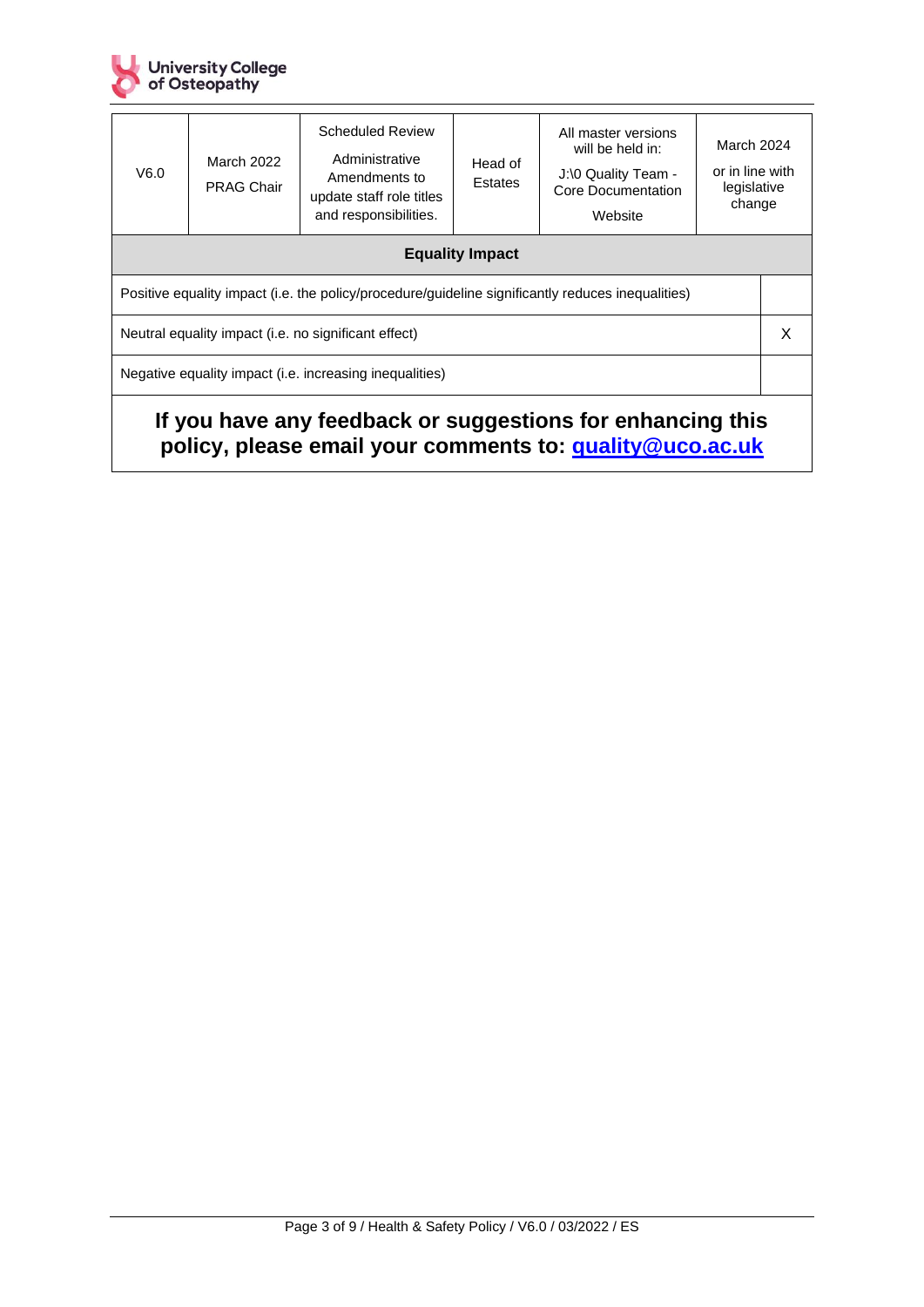| V6.0 | March 2022<br>PRAG Chair | Scheduled Review<br>Administrative Amendments to update staff role titles and responsibilities. | Head of Estates | All master versions will be held in:<br>J:\0 Quality Team - Core Documentation<br>Website | March 2024<br>or in line with legislative change |
|---|---|---|---|---|---|

| **Equality Impact** | |
|---|---|
| Positive equality impact (i.e. the policy/procedure/guideline significantly reduces inequalities) | |
| Neutral equality impact (i.e. no significant effect) | X |
| Negative equality impact (i.e. increasing inequalities) | |

**If you have any feedback or suggestions for enhancing this policy, please email your comments to: [quality@uco.ac.uk](mailto:quality@uco.ac.uk)**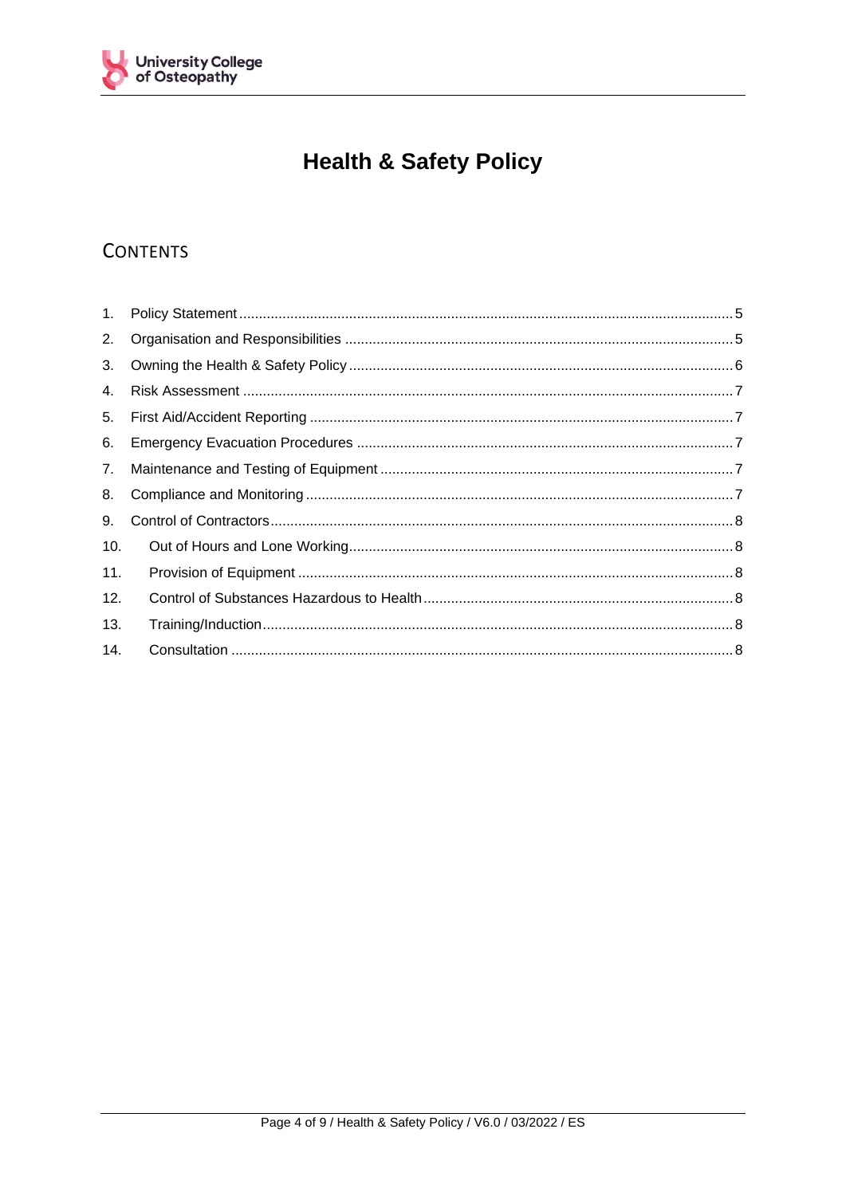# Health & Safety Policy

## Contents

1. Policy Statement ..... 5
2. Organisation and Responsibilities ..... 5
3. Owning the Health & Safety Policy ..... 6
4. Risk Assessment ..... 7
5. First Aid/Accident Reporting ..... 7
6. Emergency Evacuation Procedures ..... 7
7. Maintenance and Testing of Equipment ..... 7
8. Compliance and Monitoring ..... 7
9. Control of Contractors ..... 8
10. Out of Hours and Lone Working ..... 8
11. Provision of Equipment ..... 8
12. Control of Substances Hazardous to Health ..... 8
13. Training/Induction ..... 8
14. Consultation ..... 8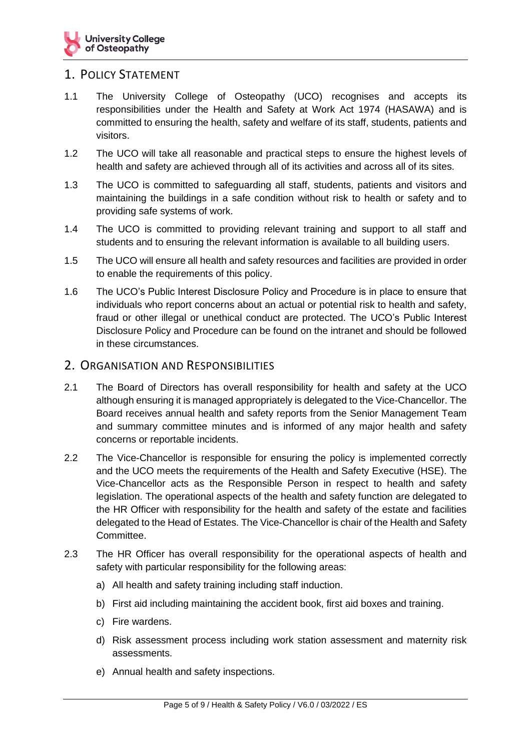## 1. Policy Statement

1.1 The University College of Osteopathy (UCO) recognises and accepts its responsibilities under the Health and Safety at Work Act 1974 (HASAWA) and is committed to ensuring the health, safety and welfare of its staff, students, patients and visitors.

1.2 The UCO will take all reasonable and practical steps to ensure the highest levels of health and safety are achieved through all of its activities and across all of its sites.

1.3 The UCO is committed to safeguarding all staff, students, patients and visitors and maintaining the buildings in a safe condition without risk to health or safety and to providing safe systems of work.

1.4 The UCO is committed to providing relevant training and support to all staff and students and to ensuring the relevant information is available to all building users.

1.5 The UCO will ensure all health and safety resources and facilities are provided in order to enable the requirements of this policy.

1.6 The UCO's Public Interest Disclosure Policy and Procedure is in place to ensure that individuals who report concerns about an actual or potential risk to health and safety, fraud or other illegal or unethical conduct are protected. The UCO's Public Interest Disclosure Policy and Procedure can be found on the intranet and should be followed in these circumstances.

## 2. Organisation and Responsibilities

2.1 The Board of Directors has overall responsibility for health and safety at the UCO although ensuring it is managed appropriately is delegated to the Vice-Chancellor. The Board receives annual health and safety reports from the Senior Management Team and summary committee minutes and is informed of any major health and safety concerns or reportable incidents.

2.2 The Vice-Chancellor is responsible for ensuring the policy is implemented correctly and the UCO meets the requirements of the Health and Safety Executive (HSE). The Vice-Chancellor acts as the Responsible Person in respect to health and safety legislation. The operational aspects of the health and safety function are delegated to the HR Officer with responsibility for the health and safety of the estate and facilities delegated to the Head of Estates. The Vice-Chancellor is chair of the Health and Safety Committee.

2.3 The HR Officer has overall responsibility for the operational aspects of health and safety with particular responsibility for the following areas:

a) All health and safety training including staff induction.

b) First aid including maintaining the accident book, first aid boxes and training.

c) Fire wardens.

d) Risk assessment process including work station assessment and maternity risk assessments.

e) Annual health and safety inspections.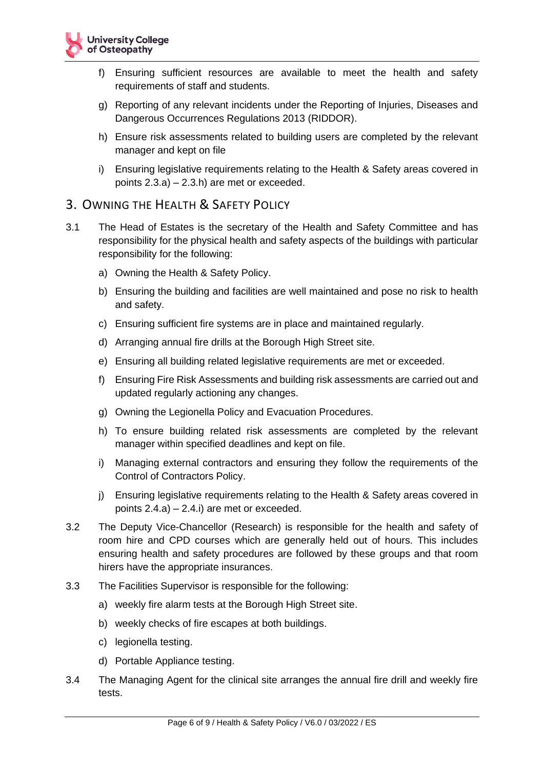f) Ensuring sufficient resources are available to meet the health and safety requirements of staff and students.

g) Reporting of any relevant incidents under the Reporting of Injuries, Diseases and Dangerous Occurrences Regulations 2013 (RIDDOR).

h) Ensure risk assessments related to building users are completed by the relevant manager and kept on file

i) Ensuring legislative requirements relating to the Health & Safety areas covered in points 2.3.a) – 2.3.h) are met or exceeded.

## 3. Owning the Health & Safety Policy

3.1 The Head of Estates is the secretary of the Health and Safety Committee and has responsibility for the physical health and safety aspects of the buildings with particular responsibility for the following:

a) Owning the Health & Safety Policy.

b) Ensuring the building and facilities are well maintained and pose no risk to health and safety.

c) Ensuring sufficient fire systems are in place and maintained regularly.

d) Arranging annual fire drills at the Borough High Street site.

e) Ensuring all building related legislative requirements are met or exceeded.

f) Ensuring Fire Risk Assessments and building risk assessments are carried out and updated regularly actioning any changes.

g) Owning the Legionella Policy and Evacuation Procedures.

h) To ensure building related risk assessments are completed by the relevant manager within specified deadlines and kept on file.

i) Managing external contractors and ensuring they follow the requirements of the Control of Contractors Policy.

j) Ensuring legislative requirements relating to the Health & Safety areas covered in points 2.4.a) – 2.4.i) are met or exceeded.

3.2 The Deputy Vice-Chancellor (Research) is responsible for the health and safety of room hire and CPD courses which are generally held out of hours. This includes ensuring health and safety procedures are followed by these groups and that room hirers have the appropriate insurances.

3.3 The Facilities Supervisor is responsible for the following:

a) weekly fire alarm tests at the Borough High Street site.

b) weekly checks of fire escapes at both buildings.

c) legionella testing.

d) Portable Appliance testing.

3.4 The Managing Agent for the clinical site arranges the annual fire drill and weekly fire tests.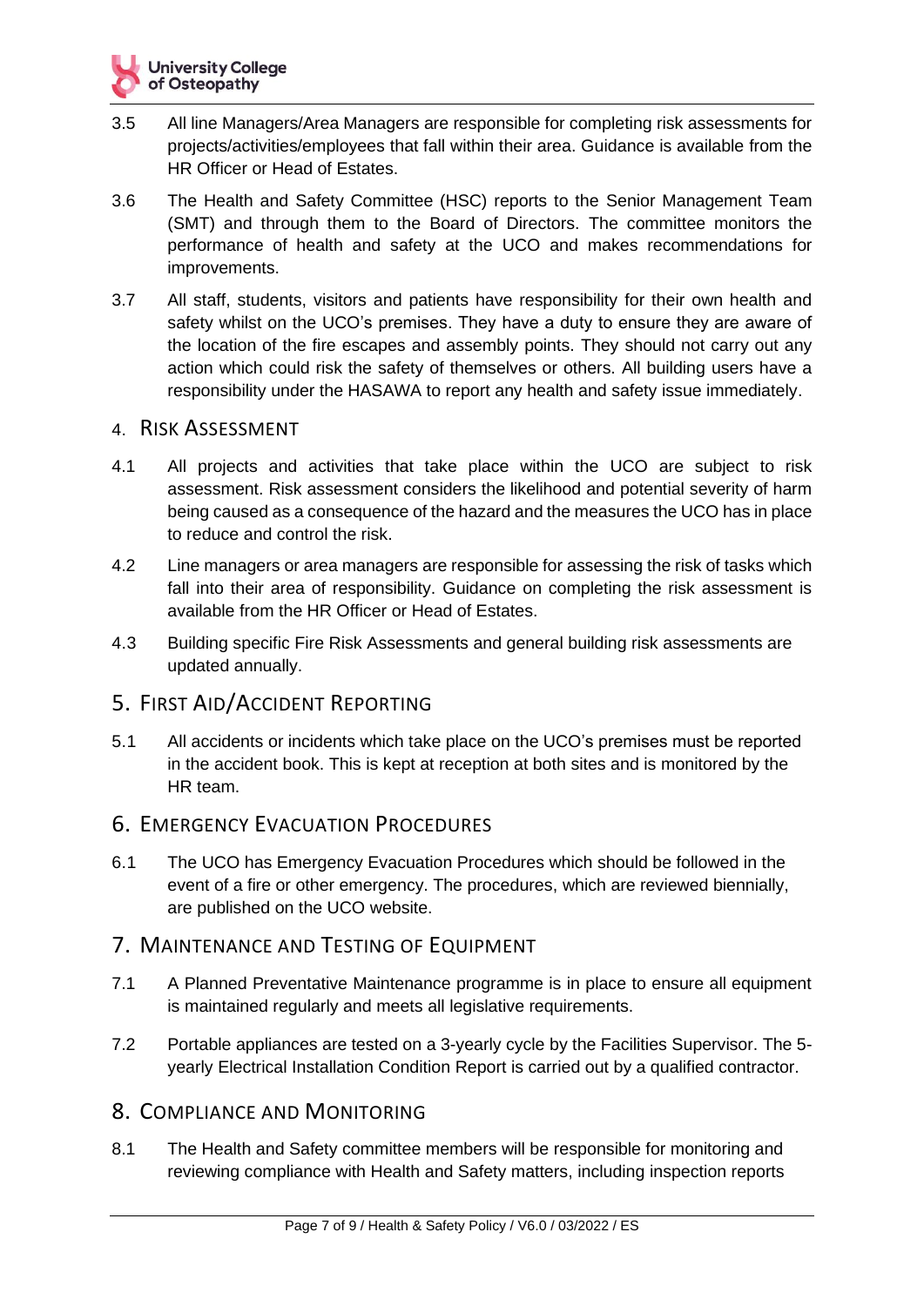3.5 All line Managers/Area Managers are responsible for completing risk assessments for projects/activities/employees that fall within their area. Guidance is available from the HR Officer or Head of Estates.

3.6 The Health and Safety Committee (HSC) reports to the Senior Management Team (SMT) and through them to the Board of Directors. The committee monitors the performance of health and safety at the UCO and makes recommendations for improvements.

3.7 All staff, students, visitors and patients have responsibility for their own health and safety whilst on the UCO's premises. They have a duty to ensure they are aware of the location of the fire escapes and assembly points. They should not carry out any action which could risk the safety of themselves or others. All building users have a responsibility under the HASAWA to report any health and safety issue immediately.

## 4. Risk Assessment

4.1 All projects and activities that take place within the UCO are subject to risk assessment. Risk assessment considers the likelihood and potential severity of harm being caused as a consequence of the hazard and the measures the UCO has in place to reduce and control the risk.

4.2 Line managers or area managers are responsible for assessing the risk of tasks which fall into their area of responsibility. Guidance on completing the risk assessment is available from the HR Officer or Head of Estates.

4.3 Building specific Fire Risk Assessments and general building risk assessments are updated annually.

## 5. First Aid/Accident Reporting

5.1 All accidents or incidents which take place on the UCO's premises must be reported in the accident book. This is kept at reception at both sites and is monitored by the HR team.

## 6. Emergency Evacuation Procedures

6.1 The UCO has Emergency Evacuation Procedures which should be followed in the event of a fire or other emergency. The procedures, which are reviewed biennially, are published on the UCO website.

## 7. Maintenance and Testing of Equipment

7.1 A Planned Preventative Maintenance programme is in place to ensure all equipment is maintained regularly and meets all legislative requirements.

7.2 Portable appliances are tested on a 3-yearly cycle by the Facilities Supervisor. The 5-yearly Electrical Installation Condition Report is carried out by a qualified contractor.

## 8. Compliance and Monitoring

8.1 The Health and Safety committee members will be responsible for monitoring and reviewing compliance with Health and Safety matters, including inspection reports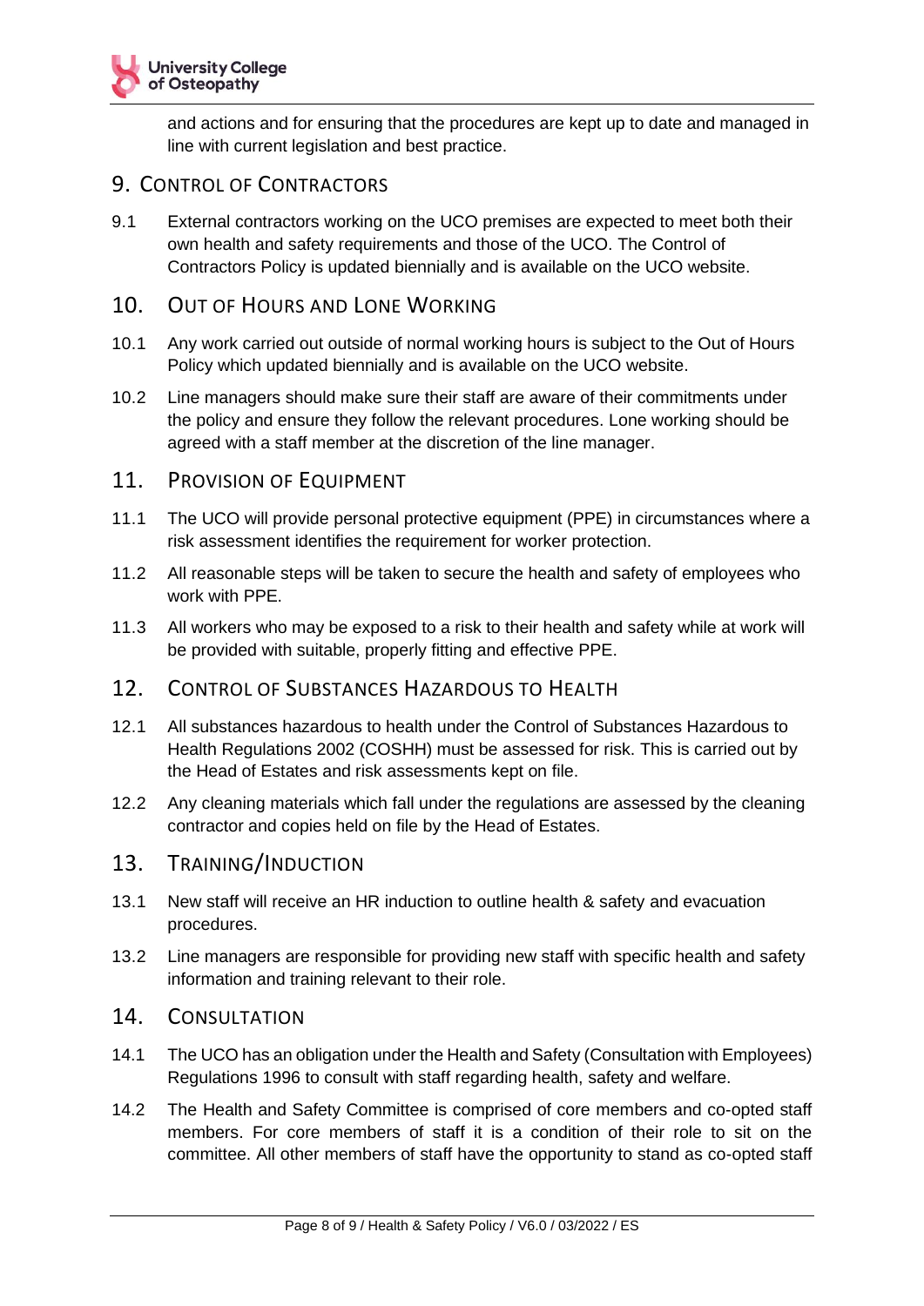and actions and for ensuring that the procedures are kept up to date and managed in line with current legislation and best practice.

## 9. Control of Contractors

9.1 External contractors working on the UCO premises are expected to meet both their own health and safety requirements and those of the UCO. The Control of Contractors Policy is updated biennially and is available on the UCO website.

## 10. Out of Hours and Lone Working

10.1 Any work carried out outside of normal working hours is subject to the Out of Hours Policy which updated biennially and is available on the UCO website.

10.2 Line managers should make sure their staff are aware of their commitments under the policy and ensure they follow the relevant procedures. Lone working should be agreed with a staff member at the discretion of the line manager.

## 11. Provision of Equipment

11.1 The UCO will provide personal protective equipment (PPE) in circumstances where a risk assessment identifies the requirement for worker protection.

11.2 All reasonable steps will be taken to secure the health and safety of employees who work with PPE.

11.3 All workers who may be exposed to a risk to their health and safety while at work will be provided with suitable, properly fitting and effective PPE.

## 12. Control of Substances Hazardous to Health

12.1 All substances hazardous to health under the Control of Substances Hazardous to Health Regulations 2002 (COSHH) must be assessed for risk. This is carried out by the Head of Estates and risk assessments kept on file.

12.2 Any cleaning materials which fall under the regulations are assessed by the cleaning contractor and copies held on file by the Head of Estates.

## 13. Training/Induction

13.1 New staff will receive an HR induction to outline health & safety and evacuation procedures.

13.2 Line managers are responsible for providing new staff with specific health and safety information and training relevant to their role.

## 14. Consultation

14.1 The UCO has an obligation under the Health and Safety (Consultation with Employees) Regulations 1996 to consult with staff regarding health, safety and welfare.

14.2 The Health and Safety Committee is comprised of core members and co-opted staff members. For core members of staff it is a condition of their role to sit on the committee. All other members of staff have the opportunity to stand as co-opted staff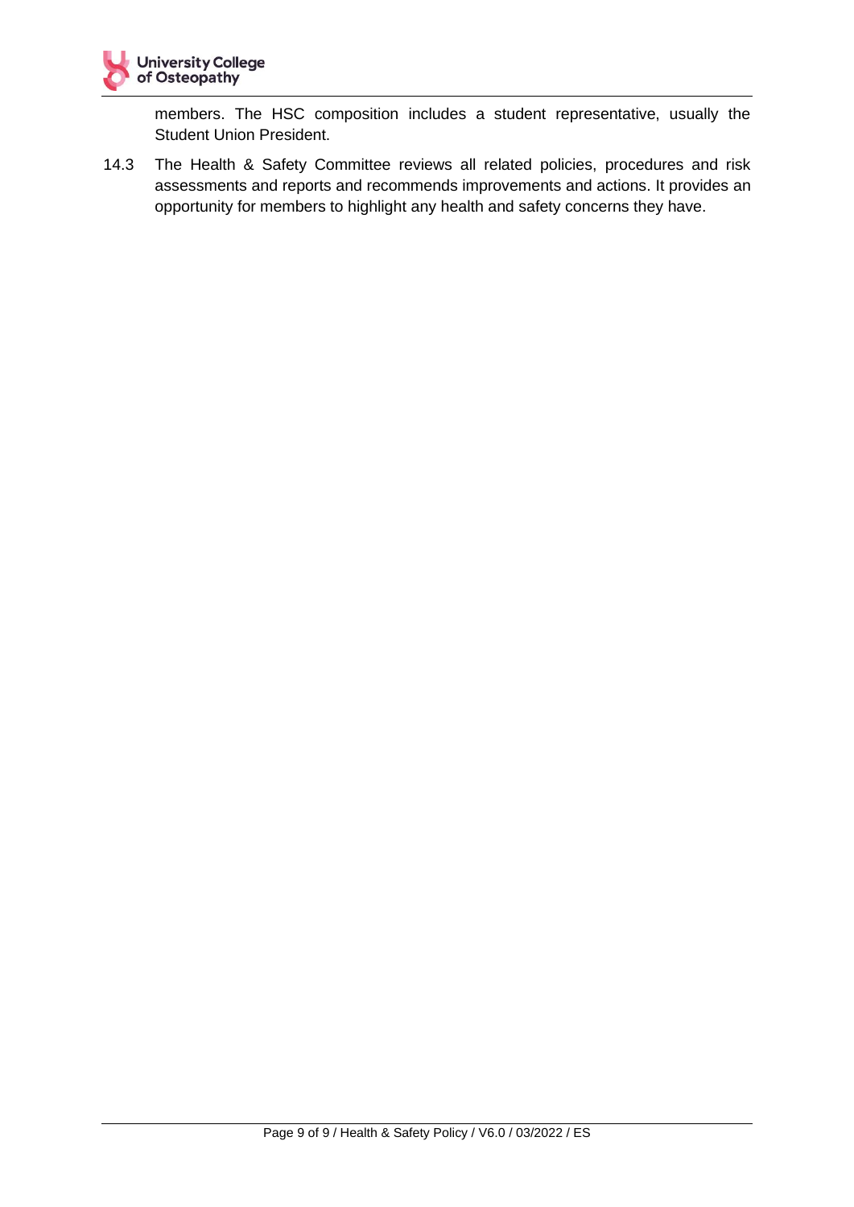members. The HSC composition includes a student representative, usually the Student Union President.

14.3 The Health & Safety Committee reviews all related policies, procedures and risk assessments and reports and recommends improvements and actions. It provides an opportunity for members to highlight any health and safety concerns they have.